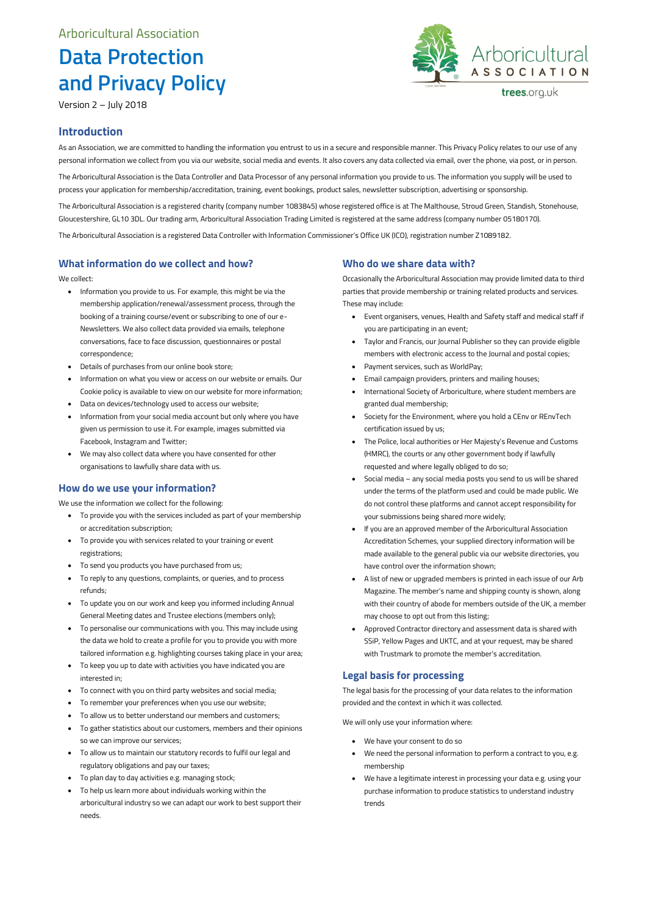Arboricultural Association

# Data Protection and Privacy Policy

Version 2 – July 2018

## Introduction

As an Association, we are committed to handling the information you entrust to us in a secure and responsible manner. This Privacy Policy relates to our use of any personal information we collect from you via our website, social media and events. It also covers any data collected via email, over the phone, via post, or in person.

The Arboricultural Association is the Data Controller and Data Processor of any personal information you provide to us. The information you supply will be used to process your application for membership/accreditation, training, event bookings, product sales, newsletter subscription, advertising or sponsorship.

The Arboricultural Association is a registered charity (company number 1083845) whose registered office is at The Malthouse, Stroud Green, Standish, Stonehouse, Gloucestershire, GL10 3DL. Our trading arm, Arboricultural Association Trading Limited is registered at the same address (company number 05180170).

The Arboricultural Association is a registered Data Controller with Information Commissioner's Office UK (ICO), registration number Z1089182.

## What information do we collect and how?

We collect:

- Information you provide to us. For example, this might be via the membership application/renewal/assessment process, through the booking of a training course/event or subscribing to one of our e-Newsletters. We also collect data provided via emails, telephone conversations, face to face discussion, questionnaires or postal correspondence;
- Details of purchases from our online book store;
- Information on what you view or access on our website or emails. Our Cookie policy is available to view on our website for more information;
- Data on devices/technology used to access our website;
- Information from your social media account but only where you have given us permission to use it. For example, images submitted via Facebook, Instagram and Twitter;
- We may also collect data where you have consented for other organisations to lawfully share data with us.

## How do we use your information?

We use the information we collect for the following:

- To provide you with the services included as part of your membership or accreditation subscription;
- To provide you with services related to your training or event registrations;
- To send you products you have purchased from us;
- To reply to any questions, complaints, or queries, and to process refunds;
- To update you on our work and keep you informed including Annual General Meeting dates and Trustee elections (members only);
- To personalise our communications with you. This may include using the data we hold to create a profile for you to provide you with more tailored information e.g. highlighting courses taking place in your area;
- To keep you up to date with activities you have indicated you are interested in;
- To connect with you on third party websites and social media;
- To remember your preferences when you use our website;
- To allow us to better understand our members and customers;
- To gather statistics about our customers, members and their opinions so we can improve our services;
- To allow us to maintain our statutory records to fulfil our legal and regulatory obligations and pay our taxes;
- To plan day to day activities e.g. managing stock;
- To help us learn more about individuals working within the arboricultural industry so we can adapt our work to best support their needs.

## Who do we share data with?

Occasionally the Arboricultural Association may provide limited data to third parties that provide membership or training related products and services. These may include:

- Event organisers, venues, Health and Safety staff and medical staff if you are participating in an event;
- Taylor and Francis, our Journal Publisher so they can provide eligible members with electronic access to the Journal and postal copies;
- Payment services, such as WorldPay;
- Email campaign providers, printers and mailing houses;
- International Society of Arboriculture, where student members are granted dual membership;
- Society for the Environment, where you hold a CEnv or REnvTech certification issued by us;
- The Police, local authorities or Her Majesty's Revenue and Customs (HMRC), the courts or any other government body if lawfully requested and where legally obliged to do so;
- Social media – any social media posts you send to us will be shared under the terms of the platform used and could be made public. We do not control these platforms and cannot accept responsibility for your submissions being shared more widely;
- If you are an approved member of the Arboricultural Association Accreditation Schemes, your supplied directory information will be made available to the general public via our website directories, you have control over the information shown;
- A list of new or upgraded members is printed in each issue of our Arb Magazine. The member's name and shipping county is shown, along with their country of abode for members outside of the UK, a member may choose to opt out from this listing;
- Approved Contractor directory and assessment data is shared with SSiP, Yellow Pages and UKTC, and at your request, may be shared with Trustmark to promote the member's accreditation.

## Legal basis for processing

The legal basis for the processing of your data relates to the information provided and the context in which it was collected.

We will only use your information where:

- We have your consent to do so
- We need the personal information to perform a contract to you, e.g. membership
- We have a legitimate interest in processing your data e.g. using your purchase information to produce statistics to understand industry trends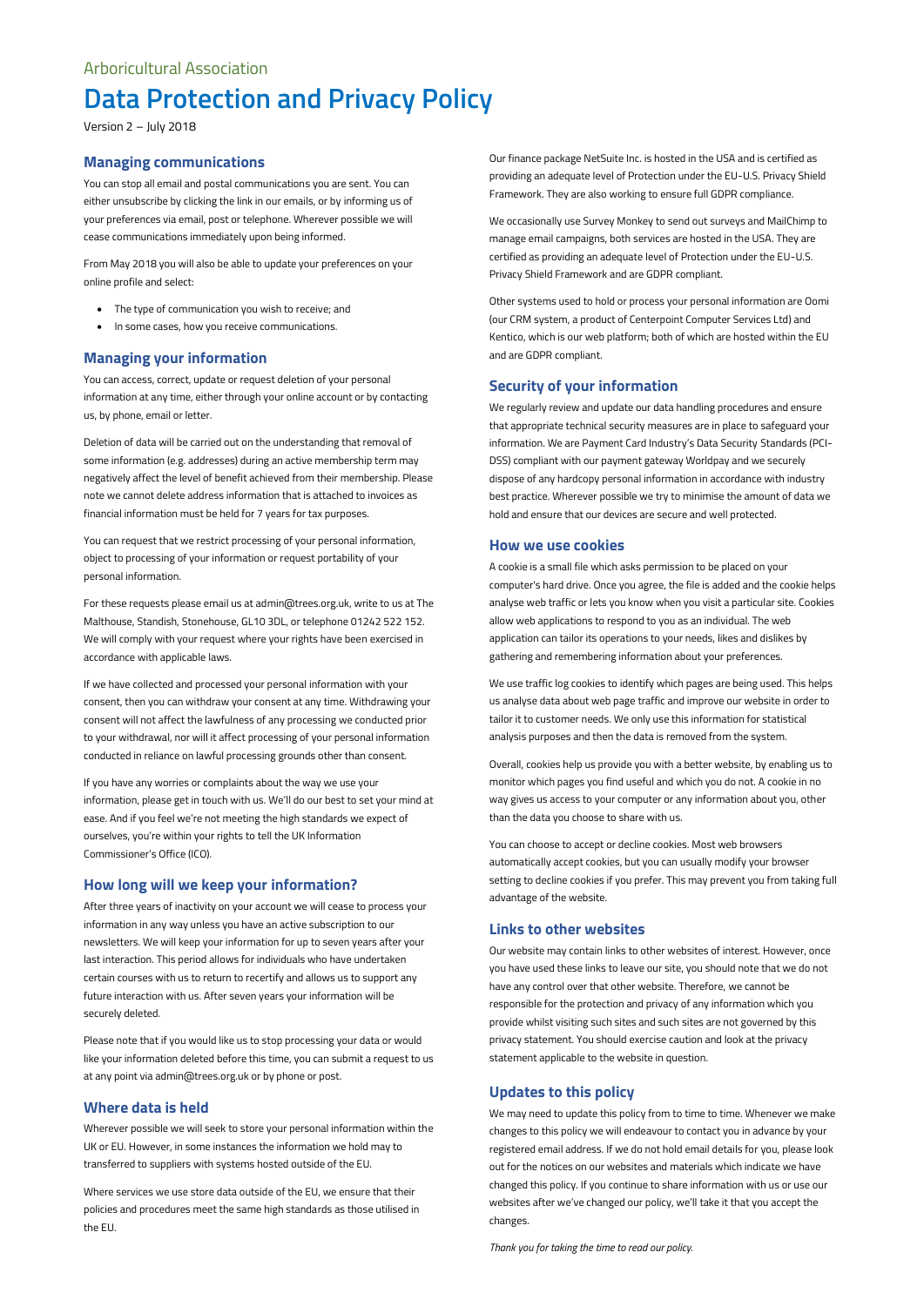Arboricultural Association

# Data Protection and Privacy Policy

Version 2 – July 2018

## Managing communications

You can stop all email and postal communications you are sent. You can either unsubscribe by clicking the link in our emails, or by informing us of your preferences via email, post or telephone. Wherever possible we will cease communications immediately upon being informed.

From May 2018 you will also be able to update your preferences on your online profile and select:

- The type of communication you wish to receive; and
- In some cases, how you receive communications.

## Managing your information

You can access, correct, update or request deletion of your personal information at any time, either through your online account or by contacting us, by phone, email or letter.

Deletion of data will be carried out on the understanding that removal of some information (e.g. addresses) during an active membership term may negatively affect the level of benefit achieved from their membership. Please note we cannot delete address information that is attached to invoices as financial information must be held for 7 years for tax purposes.

You can request that we restrict processing of your personal information, object to processing of your information or request portability of your personal information.

For these requests please email us at admin@trees.org.uk, write to us at The Malthouse, Standish, Stonehouse, GL10 3DL, or telephone 01242 522 152. We will comply with your request where your rights have been exercised in accordance with applicable laws.

If we have collected and processed your personal information with your consent, then you can withdraw your consent at any time. Withdrawing your consent will not affect the lawfulness of any processing we conducted prior to your withdrawal, nor will it affect processing of your personal information conducted in reliance on lawful processing grounds other than consent.

If you have any worries or complaints about the way we use your information, please get in touch with us. We'll do our best to set your mind at ease. And if you feel we're not meeting the high standards we expect of ourselves, you're within your rights to tell the UK Information Commissioner's Office (ICO).

## How long will we keep your information?

After three years of inactivity on your account we will cease to process your information in any way unless you have an active subscription to our newsletters. We will keep your information for up to seven years after your last interaction. This period allows for individuals who have undertaken certain courses with us to return to recertify and allows us to support any future interaction with us. After seven years your information will be securely deleted.

Please note that if you would like us to stop processing your data or would like your information deleted before this time, you can submit a request to us at any point via admin@trees.org.uk or by phone or post.

## Where data is held

Wherever possible we will seek to store your personal information within the UK or EU. However, in some instances the information we hold may to transferred to suppliers with systems hosted outside of the EU.

Where services we use store data outside of the EU, we ensure that their policies and procedures meet the same high standards as those utilised in the EU.

Our finance package NetSuite Inc. is hosted in the USA and is certified as providing an adequate level of Protection under the EU-U.S. Privacy Shield Framework. They are also working to ensure full GDPR compliance.

We occasionally use Survey Monkey to send out surveys and MailChimp to manage email campaigns, both services are hosted in the USA. They are certified as providing an adequate level of Protection under the EU-U.S. Privacy Shield Framework and are GDPR compliant.

Other systems used to hold or process your personal information are Oomi (our CRM system, a product of Centerpoint Computer Services Ltd) and Kentico, which is our web platform; both of which are hosted within the EU and are GDPR compliant.

## Security of your information

We regularly review and update our data handling procedures and ensure that appropriate technical security measures are in place to safeguard your information. We are Payment Card Industry's Data Security Standards (PCI-DSS) compliant with our payment gateway Worldpay and we securely dispose of any hardcopy personal information in accordance with industry best practice. Wherever possible we try to minimise the amount of data we hold and ensure that our devices are secure and well protected.

## How we use cookies

A cookie is a small file which asks permission to be placed on your computer's hard drive. Once you agree, the file is added and the cookie helps analyse web traffic or lets you know when you visit a particular site. Cookies allow web applications to respond to you as an individual. The web application can tailor its operations to your needs, likes and dislikes by gathering and remembering information about your preferences.

We use traffic log cookies to identify which pages are being used. This helps us analyse data about web page traffic and improve our website in order to tailor it to customer needs. We only use this information for statistical analysis purposes and then the data is removed from the system.

Overall, cookies help us provide you with a better website, by enabling us to monitor which pages you find useful and which you do not. A cookie in no way gives us access to your computer or any information about you, other than the data you choose to share with us.

You can choose to accept or decline cookies. Most web browsers automatically accept cookies, but you can usually modify your browser setting to decline cookies if you prefer. This may prevent you from taking full advantage of the website.

## Links to other websites

Our website may contain links to other websites of interest. However, once you have used these links to leave our site, you should note that we do not have any control over that other website. Therefore, we cannot be responsible for the protection and privacy of any information which you provide whilst visiting such sites and such sites are not governed by this privacy statement. You should exercise caution and look at the privacy statement applicable to the website in question.

## Updates to this policy

We may need to update this policy from to time to time. Whenever we make changes to this policy we will endeavour to contact you in advance by your registered email address. If we do not hold email details for you, please look out for the notices on our websites and materials which indicate we have changed this policy. If you continue to share information with us or use our websites after we've changed our policy, we'll take it that you accept the changes.

*Thank you for taking the time to read our policy.*